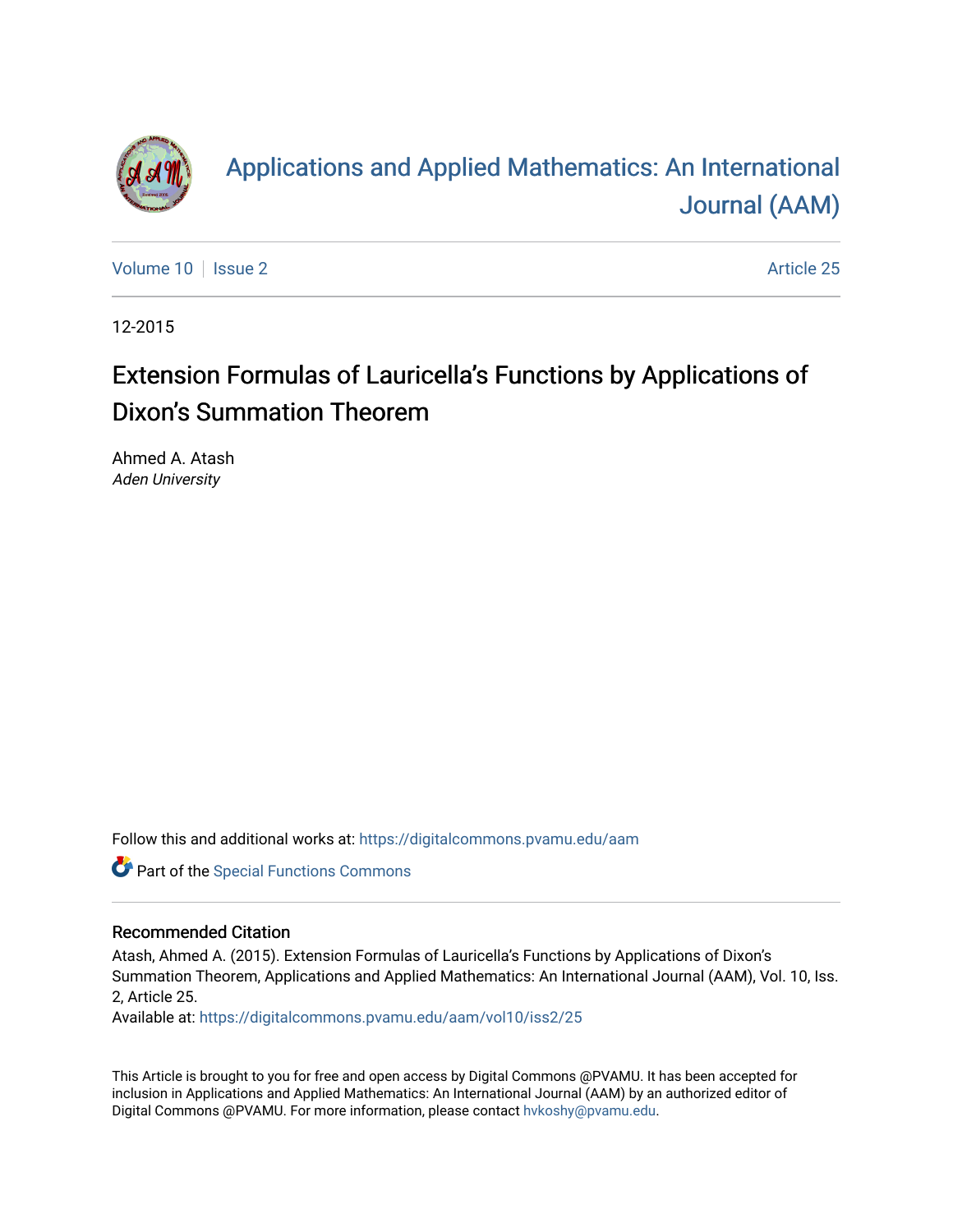# Applications and Applied Mathematics: An International Journal (AAM)

Volume 10 | Issue 2 | Article 25

12-2015

## Extension Formulas of Lauricella's Functions by Applications of Dixon's Summation Theorem

Ahmed A. Atash
*Aden University*

Follow this and additional works at: https://digitalcommons.pvamu.edu/aam

Part of the Special Functions Commons

### Recommended Citation

Atash, Ahmed A. (2015). Extension Formulas of Lauricella's Functions by Applications of Dixon's Summation Theorem, Applications and Applied Mathematics: An International Journal (AAM), Vol. 10, Iss. 2, Article 25.
Available at: https://digitalcommons.pvamu.edu/aam/vol10/iss2/25

This Article is brought to you for free and open access by Digital Commons @PVAMU. It has been accepted for inclusion in Applications and Applied Mathematics: An International Journal (AAM) by an authorized editor of Digital Commons @PVAMU. For more information, please contact hvkoshy@pvamu.edu.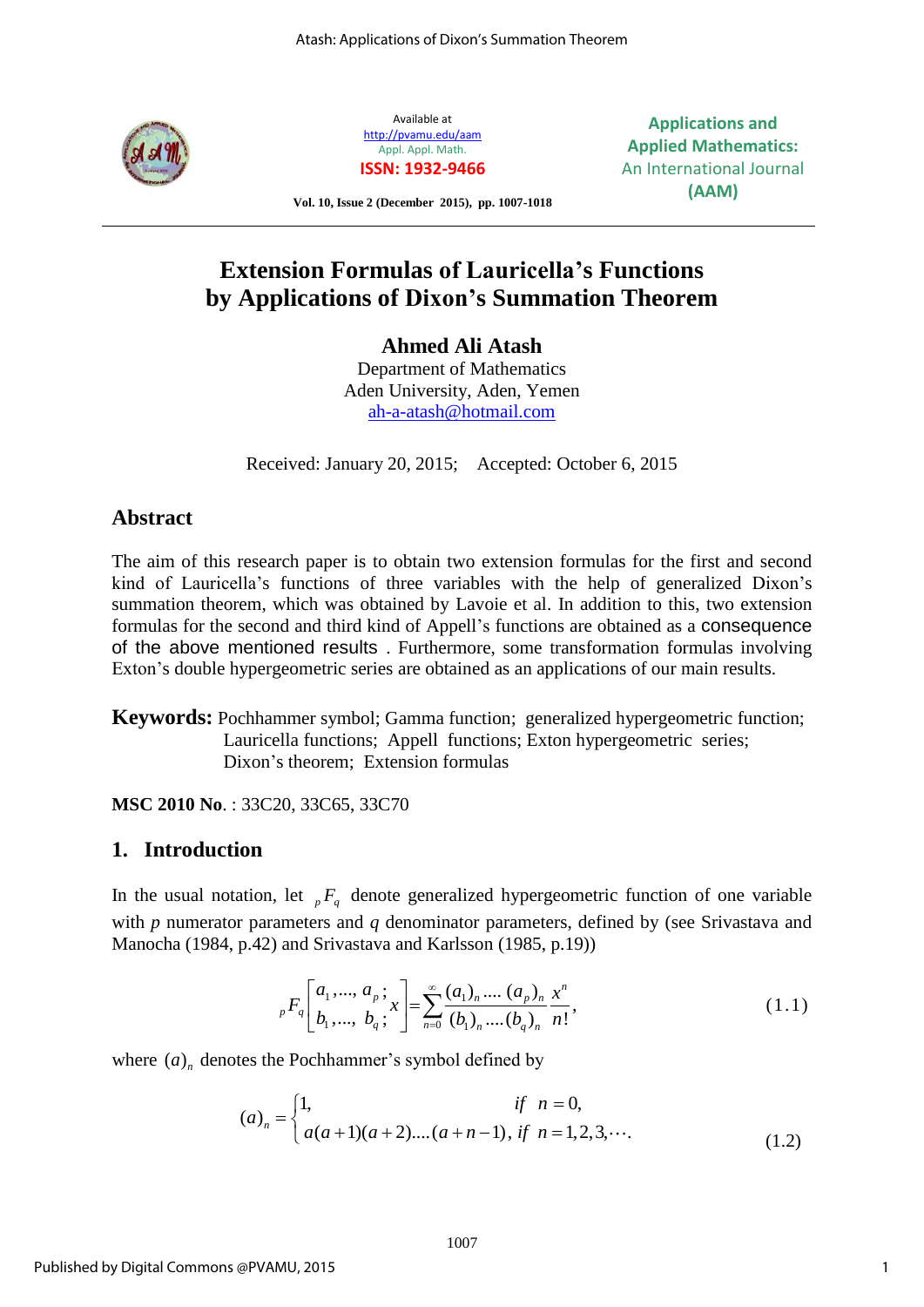Available at
http://pvamu.edu/aam
Appl. Appl. Math.
**ISSN: 1932-9466**

Vol. 10, Issue 2 (December 2015), pp. 1007-1018

**Applications and Applied Mathematics: An International Journal (AAM)**

# Extension Formulas of Lauricella's Functions by Applications of Dixon's Summation Theorem

**Ahmed Ali Atash**
Department of Mathematics
Aden University, Aden, Yemen
ah-a-atash@hotmail.com

Received: January 20, 2015; Accepted: October 6, 2015

## Abstract

The aim of this research paper is to obtain two extension formulas for the first and second kind of Lauricella's functions of three variables with the help of generalized Dixon's summation theorem, which was obtained by Lavoie et al. In addition to this, two extension formulas for the second and third kind of Appell's functions are obtained as a consequence of the above mentioned results . Furthermore, some transformation formulas involving Exton's double hypergeometric series are obtained as an applications of our main results.

**Keywords:** Pochhammer symbol; Gamma function; generalized hypergeometric function; Lauricella functions; Appell functions; Exton hypergeometric series; Dixon's theorem; Extension formulas

**MSC 2010 No.** : 33C20, 33C65, 33C70

## 1. Introduction

In the usual notation, let ${}_pF_q$ denote generalized hypergeometric function of one variable with $p$ numerator parameters and $q$ denominator parameters, defined by (see Srivastava and Manocha (1984, p.42) and Srivastava and Karlsson (1985, p.19))

$$ {}_pF_q\left[\begin{matrix} a_1,\ldots,a_p\,; \\ b_1,\ldots,b_q\,; \end{matrix} x\right] = \sum_{n=0}^{\infty} \frac{(a_1)_n \ldots (a_p)_n}{(b_1)_n \ldots (b_q)_n} \frac{x^n}{n!}, \tag{1.1}$$

where $(a)_n$ denotes the Pochhammer's symbol defined by

$$ (a)_n = \begin{cases} 1, & if \;\; n = 0, \\ a(a+1)(a+2)\ldots(a+n-1), & if \;\; n = 1,2,3,\cdots. \end{cases} \tag{1.2}$$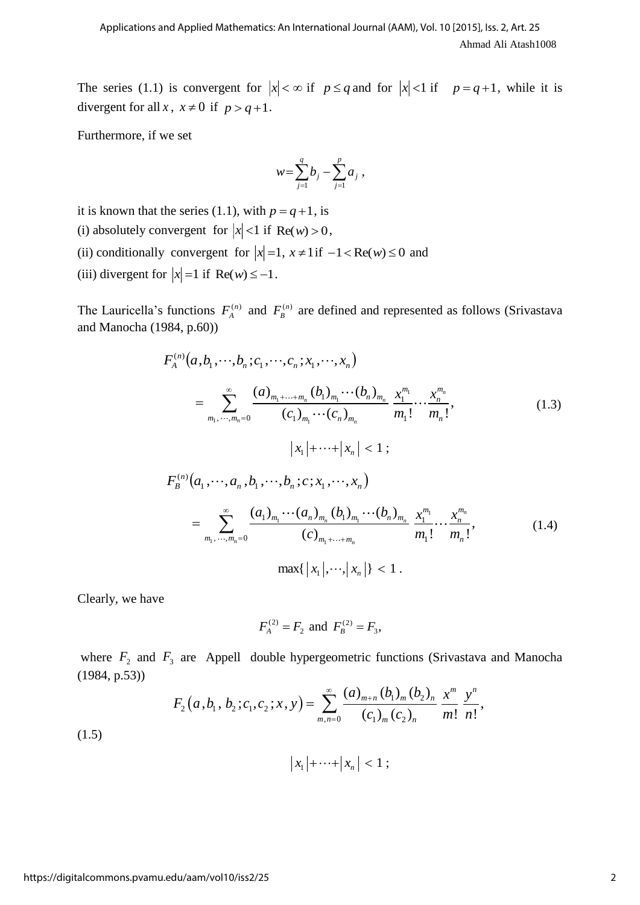The series (1.1) is convergent for $|x| < \infty$ if $p \le q$ and for $|x| < 1$ if $p = q+1$, while it is divergent for all $x$, $x \ne 0$ if $p > q+1$.

Furthermore, if we set

$$w = \sum_{j=1}^{q} b_j - \sum_{j=1}^{p} a_j \ ,$$

it is known that the series (1.1), with $p = q+1$, is

(i) absolutely convergent for $|x| < 1$ if $\mathrm{Re}(w) > 0$,

(ii) conditionally convergent for $|x| = 1$, $x \ne 1$ if $-1 < \mathrm{Re}(w) \le 0$ and

(iii) divergent for $|x| = 1$ if $\mathrm{Re}(w) \le -1$.

The Lauricella's functions $F_A^{(n)}$ and $F_B^{(n)}$ are defined and represented as follows (Srivastava and Manocha (1984, p.60))

$$F_A^{(n)}\left(a, b_1, \cdots, b_n; c_1, \cdots, c_n; x_1, \cdots, x_n\right) = \sum_{m_1, \cdots, m_n = 0}^{\infty} \frac{(a)_{m_1 + \cdots + m_n} (b_1)_{m_1} \cdots (b_n)_{m_n}}{(c_1)_{m_1} \cdots (c_n)_{m_n}} \frac{x_1^{m_1}}{m_1!} \cdots \frac{x_n^{m_n}}{m_n!}, \tag{1.3}$$

$$|x_1| + \cdots + |x_n| < 1 ;$$

$$F_B^{(n)}\left(a_1, \cdots, a_n, b_1, \cdots, b_n; c; x_1, \cdots, x_n\right) = \sum_{m_1, \cdots, m_n = 0}^{\infty} \frac{(a_1)_{m_1} \cdots (a_n)_{m_n} (b_1)_{m_1} \cdots (b_n)_{m_n}}{(c)_{m_1 + \cdots + m_n}} \frac{x_1^{m_1}}{m_1!} \cdots \frac{x_n^{m_n}}{m_n!}, \tag{1.4}$$

$$\max\{|x_1|, \cdots, |x_n|\} < 1 .$$

Clearly, we have

$$F_A^{(2)} = F_2 \text{ and } F_B^{(2)} = F_3,$$

where $F_2$ and $F_3$ are Appell double hypergeometric functions (Srivastava and Manocha (1984, p.53))

$$F_2\left(a, b_1, b_2; c_1, c_2; x, y\right) = \sum_{m,n=0}^{\infty} \frac{(a)_{m+n} (b_1)_m (b_2)_n}{(c_1)_m (c_2)_n} \frac{x^m}{m!} \frac{y^n}{n!}, \tag{1.5}$$

$$|x_1| + \cdots + |x_n| < 1 ;$$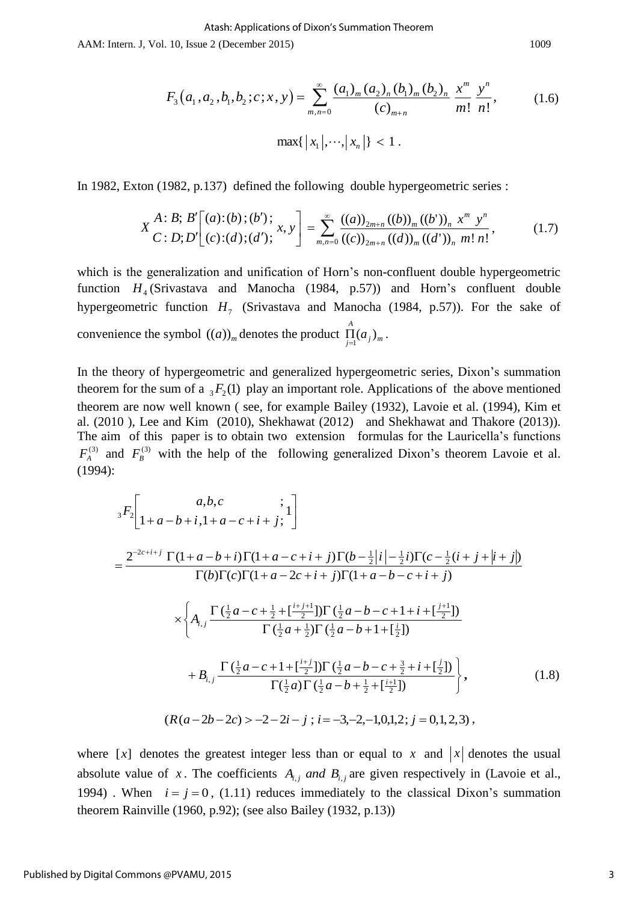$$F_3\left(a_1, a_2, b_1, b_2; c; x, y\right) = \sum_{m,n=0}^{\infty} \frac{(a_1)_m (a_2)_n (b_1)_m (b_2)_n}{(c)_{m+n}} \frac{x^m}{m!} \frac{y^n}{n!}, \tag{1.6}$$

$$\max\{|x_1|, \cdots, |x_n|\} < 1 .$$

In 1982, Exton (1982, p.137) defined the following double hypergeometric series :

$$X\,{}^{A:\,B;\,B'}_{C:\,D;D'}\left[\begin{matrix}(a):(b);(b');\\(c):(d);(d');\end{matrix}\, x, y\right] = \sum_{m,n=0}^{\infty} \frac{((a))_{2m+n}((b))_m((b'))_n}{((c))_{2m+n}((d))_m((d'))_n} \frac{x^m\ y^n}{m!\,n!}, \tag{1.7}$$

which is the generalization and unification of Horn's non-confluent double hypergeometric function $H_4$ (Srivastava and Manocha (1984, p.57)) and Horn's confluent double hypergeometric function $H_7$ (Srivastava and Manocha (1984, p.57)). For the sake of convenience the symbol $((a))_m$ denotes the product $\prod_{j=1}^{A}(a_j)_m$.

In the theory of hypergeometric and generalized hypergeometric series, Dixon's summation theorem for the sum of a ${}_3F_2(1)$ play an important role. Applications of the above mentioned theorem are now well known ( see, for example Bailey (1932), Lavoie et al. (1994), Kim et al. (2010 ), Lee and Kim (2010), Shekhawat (2012) and Shekhawat and Thakore (2013)). The aim of this paper is to obtain two extension formulas for the Lauricella's functions $F_A^{(3)}$ and $F_B^{(3)}$ with the help of the following generalized Dixon's theorem Lavoie et al. (1994):

$$\begin{aligned}
&{}_3F_2\left[\begin{matrix}a, b, c & ;\\ 1+a-b+i, 1+a-c+i+j; & \end{matrix}1\right]\\
&= \frac{2^{-2c+i+j}\,\Gamma(1+a-b+i)\Gamma(1+a-c+i+j)\Gamma(b-\frac{1}{2}|i|-\frac{1}{2}i)\Gamma(c-\frac{1}{2}(i+j+|i+j|)}{\Gamma(b)\Gamma(c)\Gamma(1+a-2c+i+j)\Gamma(1+a-b-c+i+j)}\\
&\quad\times\left\{A_{i,j}\frac{\Gamma(\frac{1}{2}a-c+\frac{1}{2}+[\frac{i+j+1}{2}])\Gamma(\frac{1}{2}a-b-c+1+i+[\frac{j+1}{2}])}{\Gamma(\frac{1}{2}a+\frac{1}{2})\Gamma(\frac{1}{2}a-b+1+[\frac{i}{2}])}\right.\\
&\quad\left.+B_{i,j}\frac{\Gamma(\frac{1}{2}a-c+1+[\frac{i+j}{2}])\Gamma(\frac{1}{2}a-b-c+\frac{3}{2}+i+[\frac{j}{2}])}{\Gamma(\frac{1}{2}a)\Gamma(\frac{1}{2}a-b+\frac{1}{2}+[\frac{i+1}{2}])}\right\},
\end{aligned} \tag{1.8}$$

$$(R(a-2b-2c) > -2-2i-j\,;\, i=-3,-2,-1,0,1,2;\, j=0,1,2,3),$$

where $[x]$ denotes the greatest integer less than or equal to $x$ and $|x|$ denotes the usual absolute value of $x$. The coefficients $A_{i,j}$ *and* $B_{i,j}$ are given respectively in (Lavoie et al., 1994) . When $i = j = 0$, (1.11) reduces immediately to the classical Dixon's summation theorem Rainville (1960, p.92); (see also Bailey (1932, p.13))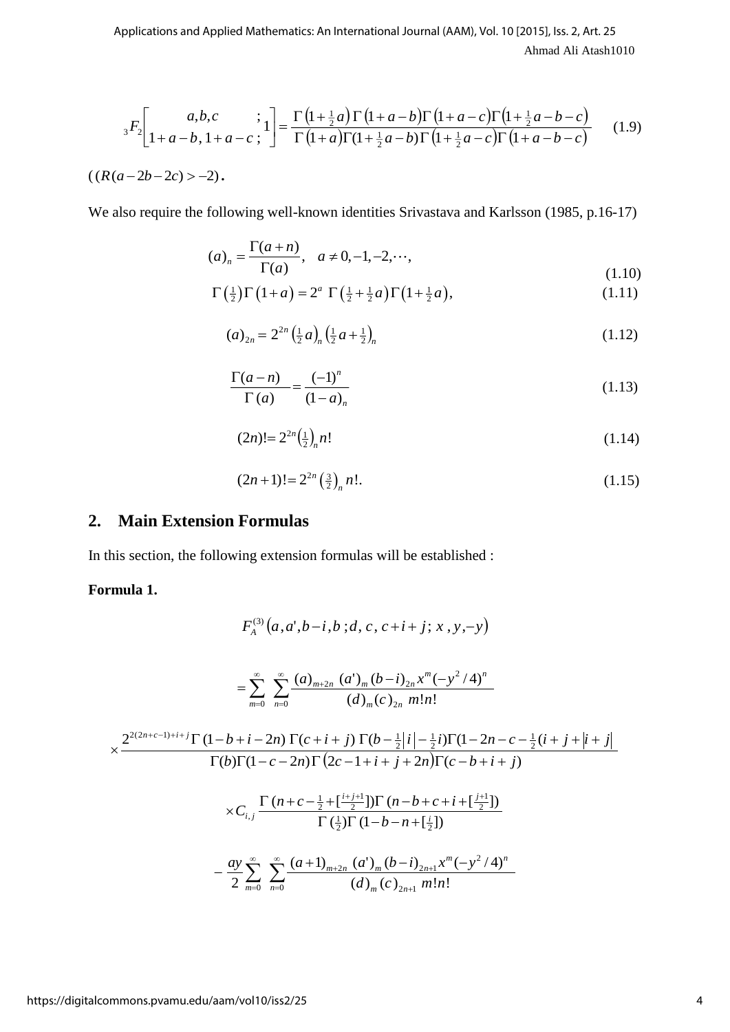$$ {}_3F_2\left[\begin{matrix} a,b,c & ; \\ 1+a-b,\,1+a-c\,; \end{matrix} 1\right] = \frac{\Gamma\left(1+\frac{1}{2}a\right)\Gamma\left(1+a-b\right)\Gamma\left(1+a-c\right)\Gamma\left(1+\frac{1}{2}a-b-c\right)}{\Gamma\left(1+a\right)\Gamma(1+\frac{1}{2}a-b)\Gamma\left(1+\frac{1}{2}a-c\right)\Gamma\left(1+a-b-c\right)} \tag{1.9} $$

$((R(a-2b-2c) > -2)$.

We also require the following well-known identities Srivastava and Karlsson (1985, p.16-17)

$$ (a)_n = \frac{\Gamma(a+n)}{\Gamma(a)}, \quad a \neq 0,-1,-2,\cdots, \tag{1.10} $$

$$ \Gamma\left(\tfrac{1}{2}\right)\Gamma\left(1+a\right) = 2^a\ \Gamma\left(\tfrac{1}{2}+\tfrac{1}{2}a\right)\Gamma\left(1+\tfrac{1}{2}a\right), \tag{1.11} $$

$$ (a)_{2n} = 2^{2n}\left(\tfrac{1}{2}a\right)_n\left(\tfrac{1}{2}a+\tfrac{1}{2}\right)_n \tag{1.12} $$

$$ \frac{\Gamma(a-n)}{\Gamma(a)} = \frac{(-1)^n}{(1-a)_n} \tag{1.13} $$

$$ (2n)! = 2^{2n}\left(\tfrac{1}{2}\right)_n n! \tag{1.14} $$

$$ (2n+1)! = 2^{2n}\left(\tfrac{3}{2}\right)_n n!. \tag{1.15} $$

## 2. Main Extension Formulas

In this section, the following extension formulas will be established :

**Formula 1.**

$$ F_A^{(3)}\left(a, a', b-i, b\,; d,\, c,\, c+i+j;\, x\,, y, -y\right) $$

$$ = \sum_{m=0}^{\infty}\ \sum_{n=0}^{\infty} \frac{(a)_{m+2n}\ (a')_m\,(b-i)_{2n}\,x^m(-y^2/4)^n}{(d)_m(c)_{2n}\ m!n!} $$

$$ \times \frac{2^{2(2n+c-1)+i+j}\,\Gamma\left(1-b+i-2n\right)\,\Gamma(c+i+j)\,\Gamma(b-\frac{1}{2}\left|i\right|-\frac{1}{2}i)\Gamma(1-2n-c-\frac{1}{2}(i+j+\left|i+j\right|}{\Gamma(b)\Gamma(1-c-2n)\Gamma\left(2c-1+i+j+2n\right)\Gamma(c-b+i+j)} $$

$$ \times C_{i,j}\,\frac{\Gamma\left(n+c-\frac{1}{2}+[\frac{i+j+1}{2}]\right)\Gamma\left(n-b+c+i+[\frac{j+1}{2}]\right)}{\Gamma\left(\frac{1}{2}\right)\Gamma\left(1-b-n+[\frac{i}{2}]\right)} $$

$$ -\frac{ay}{2}\sum_{m=0}^{\infty}\ \sum_{n=0}^{\infty}\frac{(a+1)_{m+2n}\ (a')_m\,(b-i)_{2n+1}\,x^m(-y^2/4)^n}{(d)_m\,(c)_{2n+1}\ m!n!} $$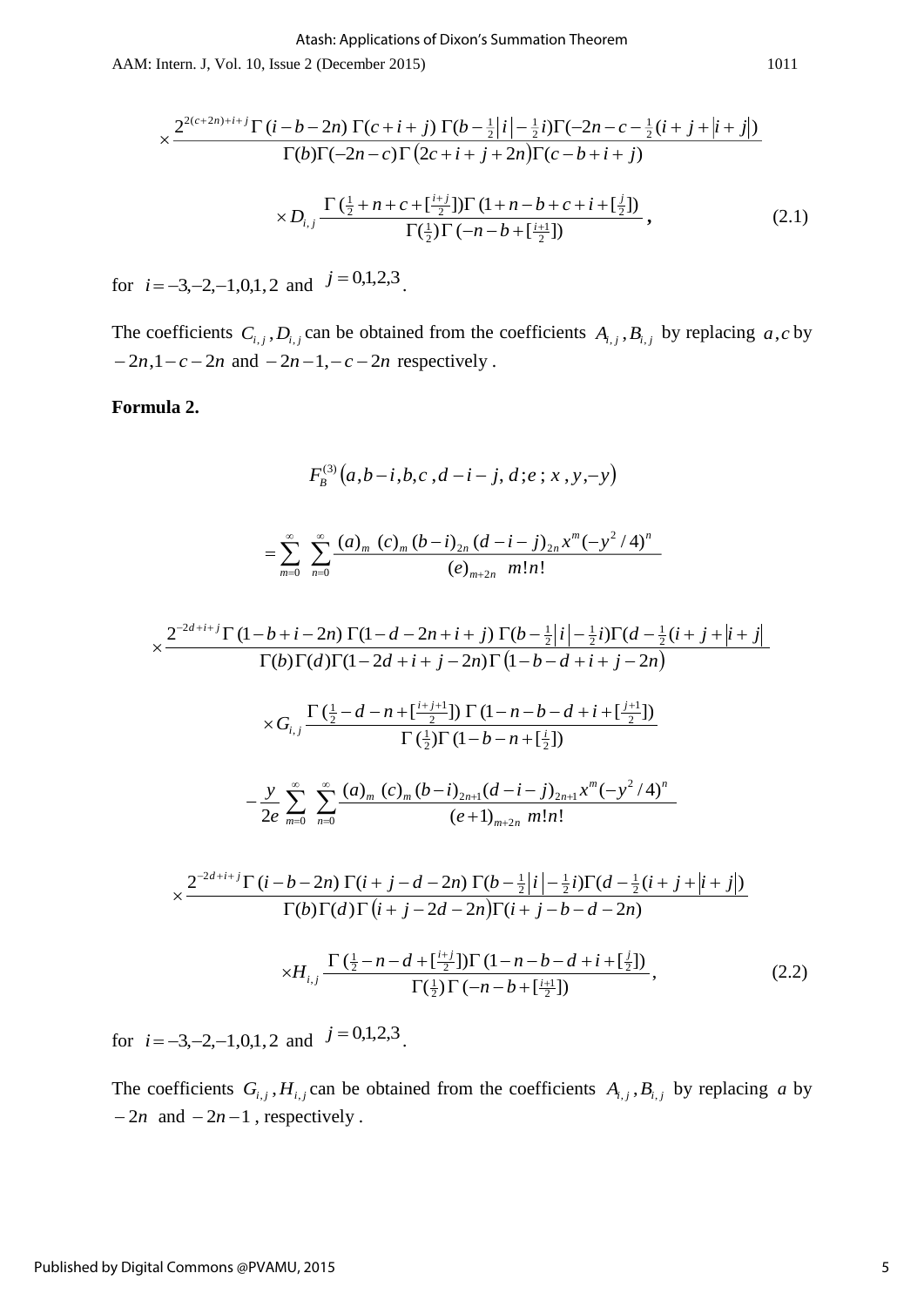$$\times \frac{2^{2(c+2n)+i+j}\,\Gamma(i-b-2n)\,\Gamma(c+i+j)\,\Gamma(b-\frac{1}{2}|i|-\frac{1}{2}i)\Gamma(-2n-c-\frac{1}{2}(i+j+|i+j|)}{\Gamma(b)\Gamma(-2n-c)\Gamma(2c+i+j+2n)\Gamma(c-b+i+j)}$$

$$\times D_{i,j}\,\frac{\Gamma(\frac{1}{2}+n+c+[\frac{i+j}{2}])\Gamma(1+n-b+c+i+[\frac{j}{2}])}{\Gamma(\frac{1}{2})\Gamma(-n-b+[\frac{i+1}{2}])}, \tag{2.1}$$

for $i=-3,-2,-1,0,1,2$ and $j=0,1,2,3$.

The coefficients $C_{i,j}, D_{i,j}$ can be obtained from the coefficients $A_{i,j}, B_{i,j}$ by replacing $a, c$ by $-2n, 1-c-2n$ and $-2n-1, -c-2n$ respectively .

**Formula 2.**

$$F_B^{(3)}\left(a, b-i, b, c, d-i-j, d; e; x, y, -y\right)$$

$$=\sum_{m=0}^{\infty}\sum_{n=0}^{\infty}\frac{(a)_m\,(c)_m\,(b-i)_{2n}\,(d-i-j)_{2n}\,x^m(-y^2/4)^n}{(e)_{m+2n}\;\;m!n!}$$

$$\times\frac{2^{-2d+i+j}\,\Gamma(1-b+i-2n)\,\Gamma(1-d-2n+i+j)\,\Gamma(b-\frac{1}{2}|i|-\frac{1}{2}i)\Gamma(d-\frac{1}{2}(i+j+|i+j|}{\Gamma(b)\Gamma(d)\Gamma(1-2d+i+j-2n)\Gamma(1-b-d+i+j-2n)}$$

$$\times G_{i,j}\,\frac{\Gamma(\frac{1}{2}-d-n+[\frac{i+j+1}{2}])\,\Gamma(1-n-b-d+i+[\frac{j+1}{2}])}{\Gamma(\frac{1}{2})\Gamma(1-b-n+[\frac{i}{2}])}$$

$$-\frac{y}{2e}\sum_{m=0}^{\infty}\sum_{n=0}^{\infty}\frac{(a)_m\,(c)_m\,(b-i)_{2n+1}(d-i-j)_{2n+1}\,x^m(-y^2/4)^n}{(e+1)_{m+2n}\;m!n!}$$

$$\times\frac{2^{-2d+i+j}\,\Gamma(i-b-2n)\,\Gamma(i+j-d-2n)\,\Gamma(b-\frac{1}{2}|i|-\frac{1}{2}i)\Gamma(d-\frac{1}{2}(i+j+|i+j|)}{\Gamma(b)\Gamma(d)\Gamma(i+j-2d-2n)\Gamma(i+j-b-d-2n)}$$

$$\times H_{i,j}\,\frac{\Gamma(\frac{1}{2}-n-d+[\frac{i+j}{2}])\Gamma(1-n-b-d+i+[\frac{j}{2}])}{\Gamma(\frac{1}{2})\Gamma(-n-b+[\frac{i+1}{2}])}, \tag{2.2}$$

for $i=-3,-2,-1,0,1,2$ and $j=0,1,2,3$.

The coefficients $G_{i,j}, H_{i,j}$ can be obtained from the coefficients $A_{i,j}, B_{i,j}$ by replacing $a$ by $-2n$ and $-2n-1$, respectively .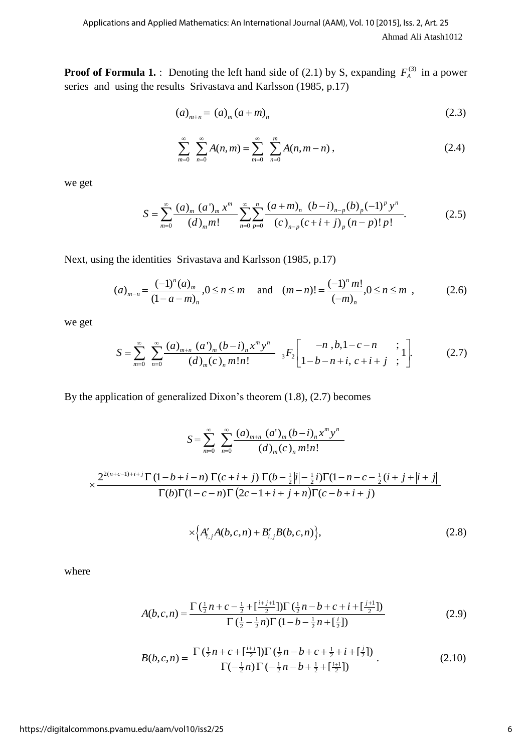**Proof of Formula 1.** : Denoting the left hand side of (2.1) by S, expanding $F_A^{(3)}$ in a power series and using the results Srivastava and Karlsson (1985, p.17)

$$(a)_{m+n} = (a)_m (a+m)_n \tag{2.3}$$

$$\sum_{m=0}^{\infty} \sum_{n=0}^{\infty} A(n,m) = \sum_{m=0}^{\infty} \sum_{n=0}^{m} A(n, m-n), \tag{2.4}$$

we get

$$S = \sum_{m=0}^{\infty} \frac{(a)_m \, (a')_m \, x^m}{(d)_m m!} \sum_{n=0}^{\infty} \sum_{p=0}^{n} \frac{(a+m)_n \, (b-i)_{n-p} (b)_p (-1)^p y^n}{(c)_{n-p} (c+i+j)_p \, (n-p)! \, p!}. \tag{2.5}$$

Next, using the identities Srivastava and Karlsson (1985, p.17)

$$(a)_{m-n} = \frac{(-1)^n (a)_m}{(1-a-m)_n}, 0 \le n \le m \quad \text{and} \quad (m-n)! = \frac{(-1)^n m!}{(-m)_n}, 0 \le n \le m \ , \tag{2.6}$$

we get

$$S = \sum_{m=0}^{\infty} \sum_{n=0}^{\infty} \frac{(a)_{m+n} \, (a')_m (b-i)_n x^m y^n}{(d)_m (c)_n \, m! n!} \ {}_3F_2 \left[ \begin{matrix} -n \,, b, 1-c-n & ; \\ 1-b-n+i, \, c+i+j & ; \end{matrix} 1 \right]. \tag{2.7}$$

By the application of generalized Dixon's theorem (1.8), (2.7) becomes

$$S = \sum_{m=0}^{\infty} \sum_{n=0}^{\infty} \frac{(a)_{m+n} \, (a')_m (b-i)_n x^m y^n}{(d)_m (c)_n \, m! n!}$$

$$\times \frac{2^{2(n+c-1)+i+j} \Gamma(1-b+i-n) \, \Gamma(c+i+j) \, \Gamma(b-\frac{1}{2}|i|-\frac{1}{2}i) \Gamma(1-n-c-\frac{1}{2}(i+j+|i+j|)}{\Gamma(b) \Gamma(1-c-n) \Gamma\left(2c-1+i+j+n\right) \Gamma(c-b+i+j)}$$

$$\times \left\{ A'_{i,j} A(b,c,n) + B'_{i,j} B(b,c,n) \right\}, \tag{2.8}$$

where

$$A(b,c,n) = \frac{\Gamma(\frac{1}{2}n + c - \frac{1}{2} + [\frac{i+j+1}{2}]) \Gamma(\frac{1}{2}n - b + c + i + [\frac{j+1}{2}])}{\Gamma(\frac{1}{2} - \frac{1}{2}n) \Gamma(1 - b - \frac{1}{2}n + [\frac{i}{2}])} \tag{2.9}$$

$$B(b,c,n) = \frac{\Gamma(\frac{1}{2}n + c + [\frac{i+j}{2}]) \Gamma(\frac{1}{2}n - b + c + \frac{1}{2} + i + [\frac{j}{2}])}{\Gamma(-\frac{1}{2}n) \Gamma(-\frac{1}{2}n - b + \frac{1}{2} + [\frac{i+1}{2}])}. \tag{2.10}$$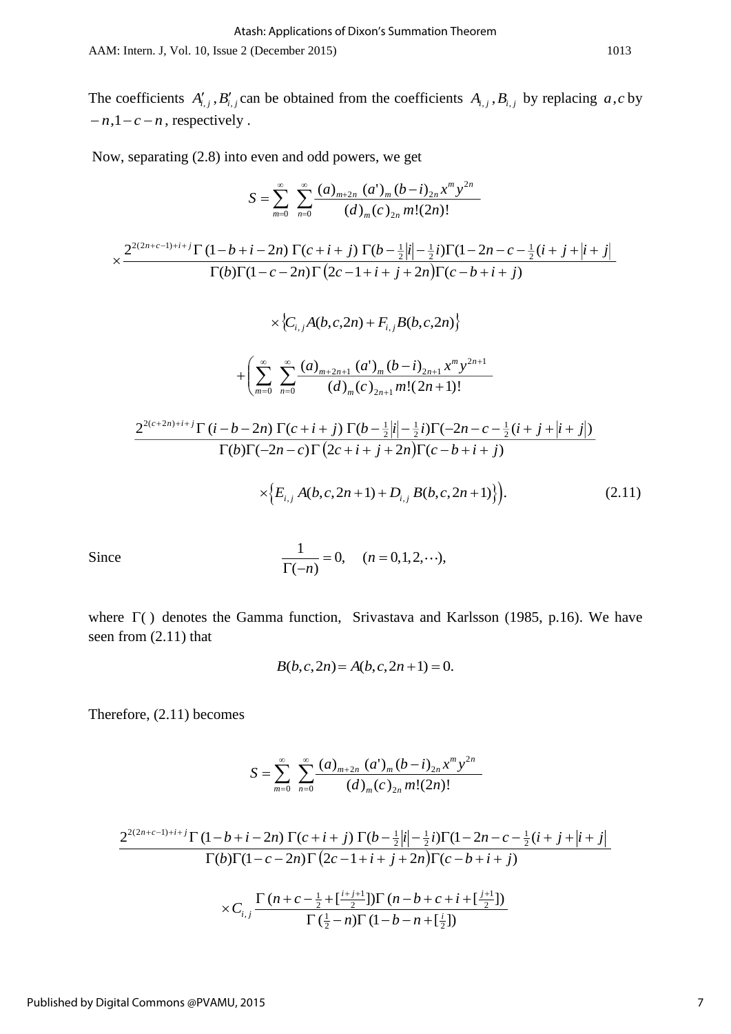The coefficients $A'_{i,j}, B'_{i,j}$ can be obtained from the coefficients $A_{i,j}, B_{i,j}$ by replacing $a, c$ by $-n, 1-c-n$, respectively .

Now, separating (2.8) into even and odd powers, we get

$$S = \sum_{m=0}^{\infty} \sum_{n=0}^{\infty} \frac{(a)_{m+2n}\,(a')_m\,(b-i)_{2n}\,x^m y^{2n}}{(d)_m (c)_{2n}\, m!(2n)!}$$

$$\times \frac{2^{2(2n+c-1)+i+j}\,\Gamma\,(1-b+i-2n)\;\Gamma(c+i+\,j)\;\Gamma(b-\tfrac{1}{2}|i|-\tfrac{1}{2}i)\Gamma(1-2n-c-\tfrac{1}{2}(i+\,j+|i+\,j|}{\Gamma(b)\Gamma(1-c-2n)\Gamma\left(2c-1+i+\,j+2n\right)\Gamma(c-b+i+\,j)}$$

$$\times\left\{C_{i,j}A(b,c,2n)+F_{i,j}B(b,c,2n)\right\}$$

$$+\left(\sum_{m=0}^{\infty}\sum_{n=0}^{\infty}\frac{(a)_{m+2n+1}\,(a')_m\,(b-i)_{2n+1}\,x^m y^{2n+1}}{(d)_m (c)_{2n+1}\, m!(2n+1)!}\right.$$

$$\frac{2^{2(c+2n)+i+j}\,\Gamma\,(i-b-2n)\;\Gamma(c+i+\,j)\;\Gamma(b-\tfrac{1}{2}|i|-\tfrac{1}{2}i)\Gamma(-2n-c-\tfrac{1}{2}(i+\,j+|i+\,j|)}{\Gamma(b)\Gamma(-2n-c)\Gamma\left(2c+i+\,j+2n\right)\Gamma(c-b+i+\,j)}$$

$$\left.\times\left\{E_{i,j}\,A(b,c,2n+1)+D_{i,j}\,B(b,c,2n+1)\right\}\right). \tag{2.11}$$

Since

$$\frac{1}{\Gamma(-n)}=0, \quad (n=0,1,2,\cdots),$$

where $\Gamma(\,)$ denotes the Gamma function, Srivastava and Karlsson (1985, p.16). We have seen from (2.11) that

$$B(b,c,2n)=A(b,c,2n+1)=0.$$

Therefore, (2.11) becomes

$$S = \sum_{m=0}^{\infty} \sum_{n=0}^{\infty} \frac{(a)_{m+2n}\,(a')_m\,(b-i)_{2n}\,x^m y^{2n}}{(d)_m (c)_{2n}\, m!(2n)!}$$

$$\frac{2^{2(2n+c-1)+i+j}\,\Gamma\,(1-b+i-2n)\;\Gamma(c+i+\,j)\;\Gamma(b-\tfrac{1}{2}|i|-\tfrac{1}{2}i)\Gamma(1-2n-c-\tfrac{1}{2}(i+\,j+|i+\,j|}{\Gamma(b)\Gamma(1-c-2n)\Gamma\left(2c-1+i+\,j+2n\right)\Gamma(c-b+i+\,j)}$$

$$\times C_{i,j}\,\frac{\Gamma\,(n+c-\tfrac{1}{2}+[\tfrac{i+j+1}{2}])\,\Gamma\,(n-b+c+i+[\tfrac{j+1}{2}])}{\Gamma\,(\tfrac{1}{2}-n)\,\Gamma\,(1-b-n+[\tfrac{i}{2}])}$$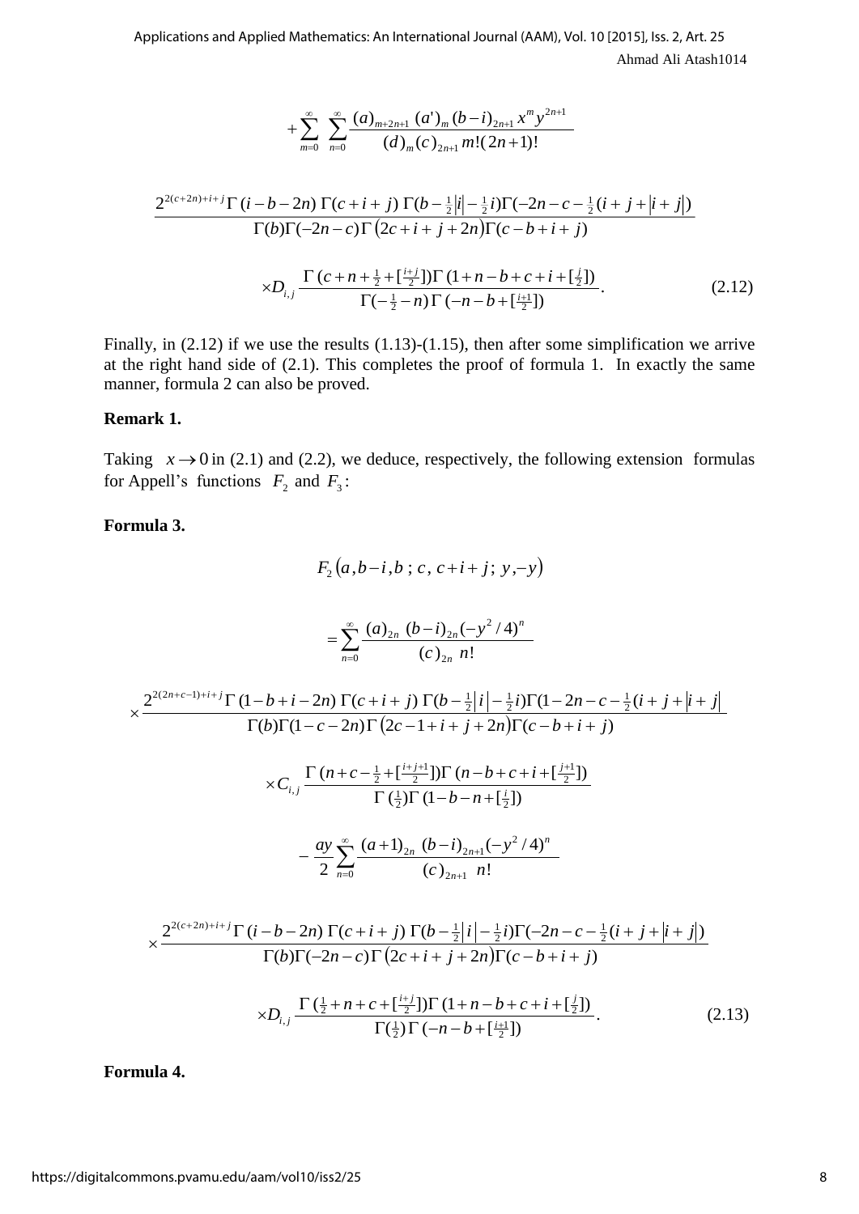$$+\sum_{m=0}^{\infty}\sum_{n=0}^{\infty}\frac{(a)_{m+2n+1}\,(a')_m\,(b-i)_{2n+1}\,x^m y^{2n+1}}{(d)_m(c)_{2n+1}\,m!(2n+1)!}$$

$$\frac{2^{2(c+2n)+i+j}\,\Gamma(i-b-2n)\,\Gamma(c+i+j)\,\Gamma(b-\frac{1}{2}|i|-\frac{1}{2}i)\Gamma(-2n-c-\frac{1}{2}(i+j+|i+j|)}{\Gamma(b)\Gamma(-2n-c)\Gamma(2c+i+j+2n)\Gamma(c-b+i+j)}$$

$$\times D_{i,j}\,\frac{\Gamma(c+n+\frac{1}{2}+[\frac{i+j}{2}])\Gamma(1+n-b+c+i+[\frac{j}{2}])}{\Gamma(-\frac{1}{2}-n)\,\Gamma(-n-b+[\frac{i+1}{2}])}. \tag{2.12}$$

Finally, in (2.12) if we use the results (1.13)-(1.15), then after some simplification we arrive at the right hand side of (2.1). This completes the proof of formula 1. In exactly the same manner, formula 2 can also be proved.

**Remark 1.**

Taking $x \to 0$ in (2.1) and (2.2), we deduce, respectively, the following extension formulas for Appell's functions $F_2$ and $F_3$:

**Formula 3.**

$$F_2\left(a, b-i, b\,;\, c,\, c+i+j;\, y, -y\right)$$

$$=\sum_{n=0}^{\infty}\frac{(a)_{2n}\,(b-i)_{2n}(-y^2/4)^n}{(c)_{2n}\;n!}$$

$$\times\frac{2^{2(2n+c-1)+i+j}\,\Gamma(1-b+i-2n)\,\Gamma(c+i+j)\,\Gamma(b-\frac{1}{2}|i|-\frac{1}{2}i)\Gamma(1-2n-c-\frac{1}{2}(i+j+|i+j|}{\Gamma(b)\Gamma(1-c-2n)\Gamma(2c-1+i+j+2n)\Gamma(c-b+i+j)}$$

$$\times C_{i,j}\,\frac{\Gamma(n+c-\frac{1}{2}+[\frac{i+j+1}{2}])\Gamma(n-b+c+i+[\frac{j+1}{2}])}{\Gamma(\frac{1}{2})\Gamma(1-b-n+[\frac{i}{2}])}$$

$$-\frac{ay}{2}\sum_{n=0}^{\infty}\frac{(a+1)_{2n}\,(b-i)_{2n+1}(-y^2/4)^n}{(c)_{2n+1}\;n!}$$

$$\times\frac{2^{2(c+2n)+i+j}\,\Gamma(i-b-2n)\,\Gamma(c+i+j)\,\Gamma(b-\frac{1}{2}|i|-\frac{1}{2}i)\Gamma(-2n-c-\frac{1}{2}(i+j+|i+j|)}{\Gamma(b)\Gamma(-2n-c)\Gamma(2c+i+j+2n)\Gamma(c-b+i+j)}$$

$$\times D_{i,j}\,\frac{\Gamma(\frac{1}{2}+n+c+[\frac{i+j}{2}])\Gamma(1+n-b+c+i+[\frac{j}{2}])}{\Gamma(\frac{1}{2})\,\Gamma(-n-b+[\frac{i+1}{2}])}. \tag{2.13}$$

**Formula 4.**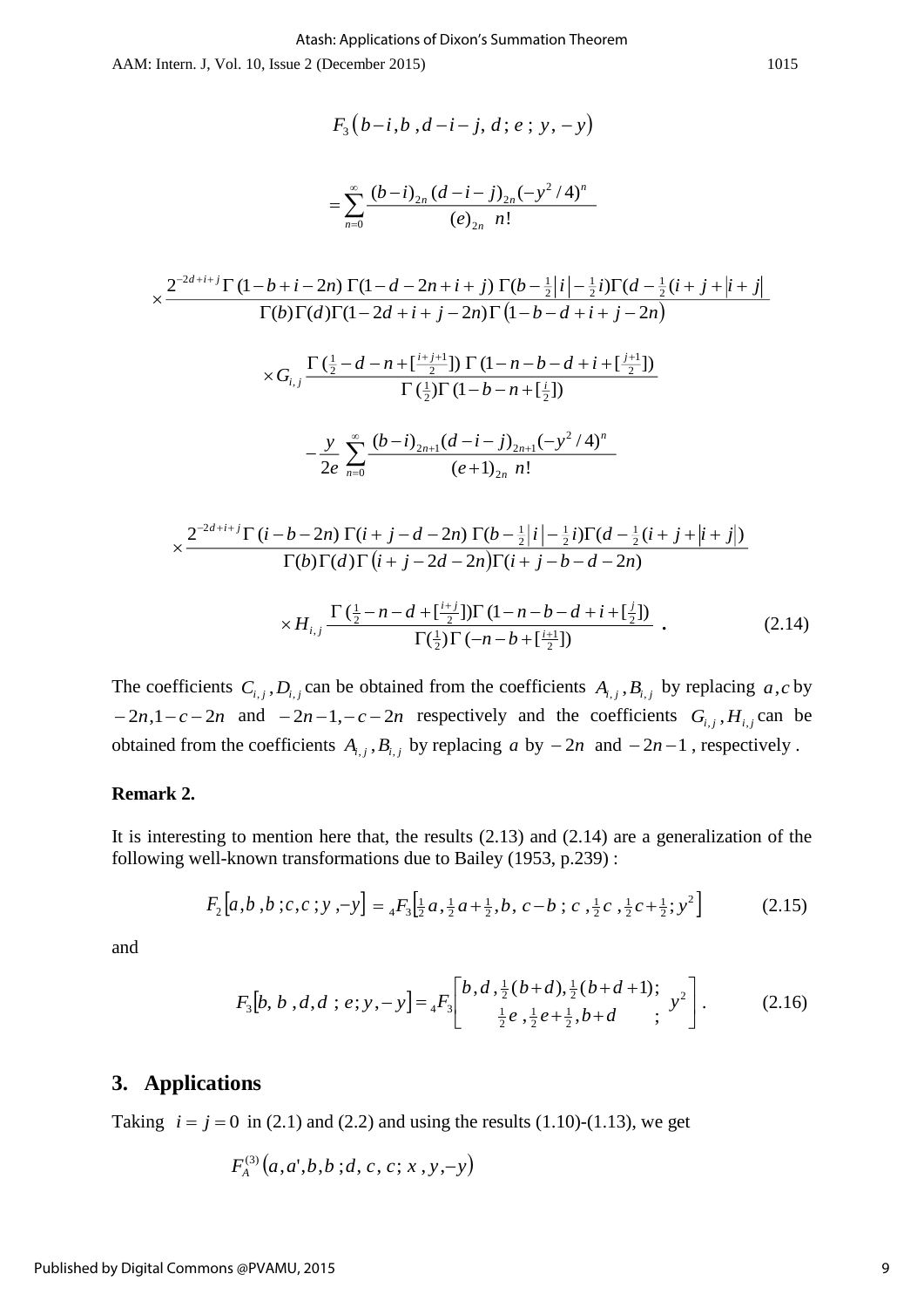$$F_3\left(b-i, b, d-i-j, d; e; y, -y\right)$$

$$= \sum_{n=0}^{\infty} \frac{(b-i)_{2n}\,(d-i-j)_{2n}(-y^2/4)^n}{(e)_{2n}\ \ n!}$$

$$\times \frac{2^{-2d+i+j}\,\Gamma\,(1-b+i-2n)\ \Gamma(1-d-2n+i+j)\ \Gamma(b-\frac{1}{2}\left|i\right|-\frac{1}{2}i)\Gamma(d-\frac{1}{2}(i+j+\left|i+j\right|}{\Gamma(b)\Gamma(d)\Gamma(1-2d+i+j-2n)\Gamma\left(1-b-d+i+j-2n\right)}$$

$$\times G_{i,j}\,\frac{\Gamma\,(\frac{1}{2}-d-n+[\frac{i+j+1}{2}])\ \Gamma\,(1-n-b-d+i+[\frac{j+1}{2}])}{\Gamma\,(\frac{1}{2})\Gamma\,(1-b-n+[\frac{i}{2}])}$$

$$-\frac{y}{2e}\sum_{n=0}^{\infty}\frac{(b-i)_{2n+1}(d-i-j)_{2n+1}(-y^2/4)^n}{(e+1)_{2n}\ \ n!}$$

$$\times \frac{2^{-2d+i+j}\,\Gamma\,(i-b-2n)\ \Gamma(i+j-d-2n)\ \Gamma(b-\frac{1}{2}\left|i\right|-\frac{1}{2}i)\Gamma(d-\frac{1}{2}(i+j+\left|i+j\right|)}{\Gamma(b)\Gamma(d)\Gamma\left(i+j-2d-2n\right)\Gamma(i+j-b-d-2n)}$$

$$\times H_{i,j}\,\frac{\Gamma\,(\frac{1}{2}-n-d+[\frac{i+j}{2}])\Gamma\,(1-n-b-d+i+[\frac{j}{2}])}{\Gamma(\frac{1}{2})\Gamma\,(-n-b+[\frac{i+1}{2}])}\ . \tag{2.14}$$

The coefficients $C_{i,j}, D_{i,j}$ can be obtained from the coefficients $A_{i,j}, B_{i,j}$ by replacing $a, c$ by $-2n, 1-c-2n$ and $-2n-1, -c-2n$ respectively and the coefficients $G_{i,j}, H_{i,j}$ can be obtained from the coefficients $A_{i,j}, B_{i,j}$ by replacing $a$ by $-2n$ and $-2n-1$, respectively .

**Remark 2.**

It is interesting to mention here that, the results (2.13) and (2.14) are a generalization of the following well-known transformations due to Bailey (1953, p.239) :

$$F_2\left[a, b, b; c, c; y, -y\right] = {}_4F_3\left[\tfrac{1}{2}a, \tfrac{1}{2}a+\tfrac{1}{2}, b,\ c-b\ ;\ c\ , \tfrac{1}{2}c\ , \tfrac{1}{2}c+\tfrac{1}{2}; y^2\right] \tag{2.15}$$

and

$$F_3\left[b, b, d, d\ ; e; y, -y\right] = {}_4F_3\left[\begin{matrix} b, d, \tfrac{1}{2}(b+d), \tfrac{1}{2}(b+d+1); \\ \tfrac{1}{2}e\ , \tfrac{1}{2}e+\tfrac{1}{2}, b+d \qquad ; \end{matrix}\ y^2\right]. \tag{2.16}$$

## 3. Applications

Taking $i = j = 0$ in (2.1) and (2.2) and using the results (1.10)-(1.13), we get

$$F_A^{(3)}\left(a, a', b, b; d, c, c; x, y, -y\right)$$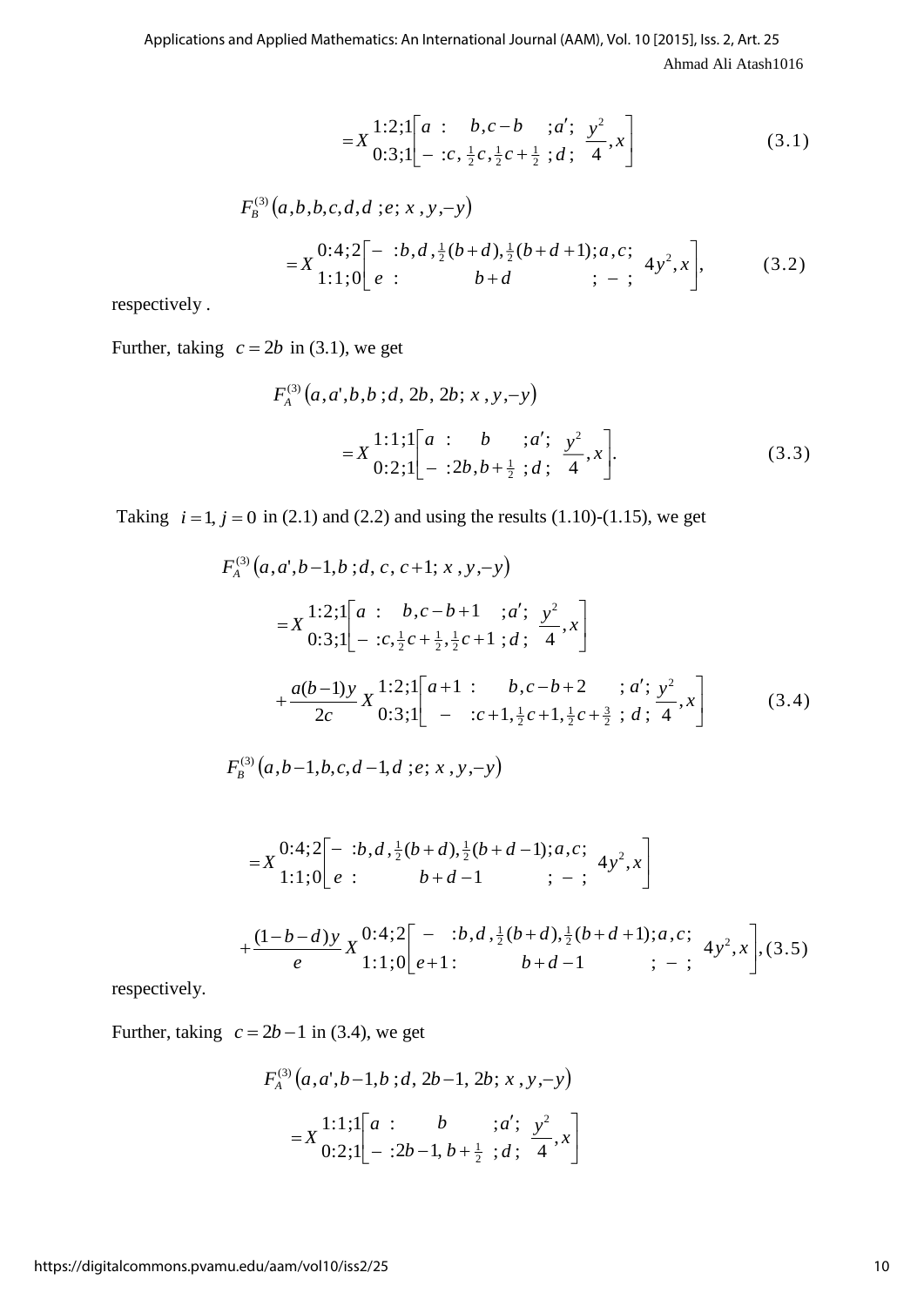$$= X\,{}^{1:2;1}_{0:3;1}\left[\begin{matrix} a & : & b, c-b & ; a'; \\ - & : & c, \frac{1}{2}c, \frac{1}{2}c+\frac{1}{2} & ; d; \end{matrix}\ \frac{y^2}{4}, x\right] \tag{3.1}$$

$$F_B^{(3)}\left(a, b, b, c, d, d\ ; e;\ x\ , y, -y\right)$$

$$= X\,{}^{0:4;2}_{1:1;0}\left[\begin{matrix} - & : & b, d, \frac{1}{2}(b+d), \frac{1}{2}(b+d+1); a, c; \\ e & : & b+d \qquad ;\ -\ ; \end{matrix}\ 4y^2, x\right], \tag{3.2}$$

respectively .

Further, taking $c = 2b$ in (3.1), we get

$$F_A^{(3)}\left(a, a', b, b\ ; d, 2b, 2b;\ x\ , y, -y\right)$$

$$= X\,{}^{1:1;1}_{0:2;1}\left[\begin{matrix} a & : & b & ; a'; \\ - & : & 2b, b+\frac{1}{2} & ; d; \end{matrix}\ \frac{y^2}{4}, x\right]. \tag{3.3}$$

Taking $i = 1, j = 0$ in (2.1) and (2.2) and using the results (1.10)-(1.15), we get

$$F_A^{(3)}\left(a, a', b-1, b\ ; d, c, c+1;\ x\ , y, -y\right)$$

$$= X\,{}^{1:2;1}_{0:3;1}\left[\begin{matrix} a & : & b, c-b+1 & ; a'; \\ - & : & c, \frac{1}{2}c+\frac{1}{2}, \frac{1}{2}c+1 & ; d; \end{matrix}\ \frac{y^2}{4}, x\right]$$

$$+ \frac{a(b-1)y}{2c}\, X\,{}^{1:2;1}_{0:3;1}\left[\begin{matrix} a+1 & : & b, c-b+2 & ; a'; \\ - & : & c+1, \frac{1}{2}c+1, \frac{1}{2}c+\frac{3}{2} & ; d; \end{matrix}\ \frac{y^2}{4}, x\right] \tag{3.4}$$

$$F_B^{(3)}\left(a, b-1, b, c, d-1, d\ ; e;\ x\ , y, -y\right)$$

$$= X\,{}^{0:4;2}_{1:1;0}\left[\begin{matrix} - & : & b, d, \frac{1}{2}(b+d), \frac{1}{2}(b+d-1); a, c; \\ e & : & b+d-1 \qquad ;\ -\ ; \end{matrix}\ 4y^2, x\right]$$

$$+ \frac{(1-b-d)y}{e}\, X\,{}^{0:4;2}_{1:1;0}\left[\begin{matrix} - & : & b, d, \frac{1}{2}(b+d), \frac{1}{2}(b+d+1); a, c; \\ e+1 & : & b+d-1 \qquad ;\ -\ ; \end{matrix}\ 4y^2, x\right], \tag{3.5}$$

respectively.

Further, taking $c = 2b-1$ in (3.4), we get

$$F_A^{(3)}\left(a, a', b-1, b\ ; d, 2b-1, 2b;\ x\ , y, -y\right)$$

$$= X\,{}^{1:1;1}_{0:2;1}\left[\begin{matrix} a & : & b & ; a'; \\ - & : & 2b-1, b+\frac{1}{2} & ; d; \end{matrix}\ \frac{y^2}{4}, x\right]$$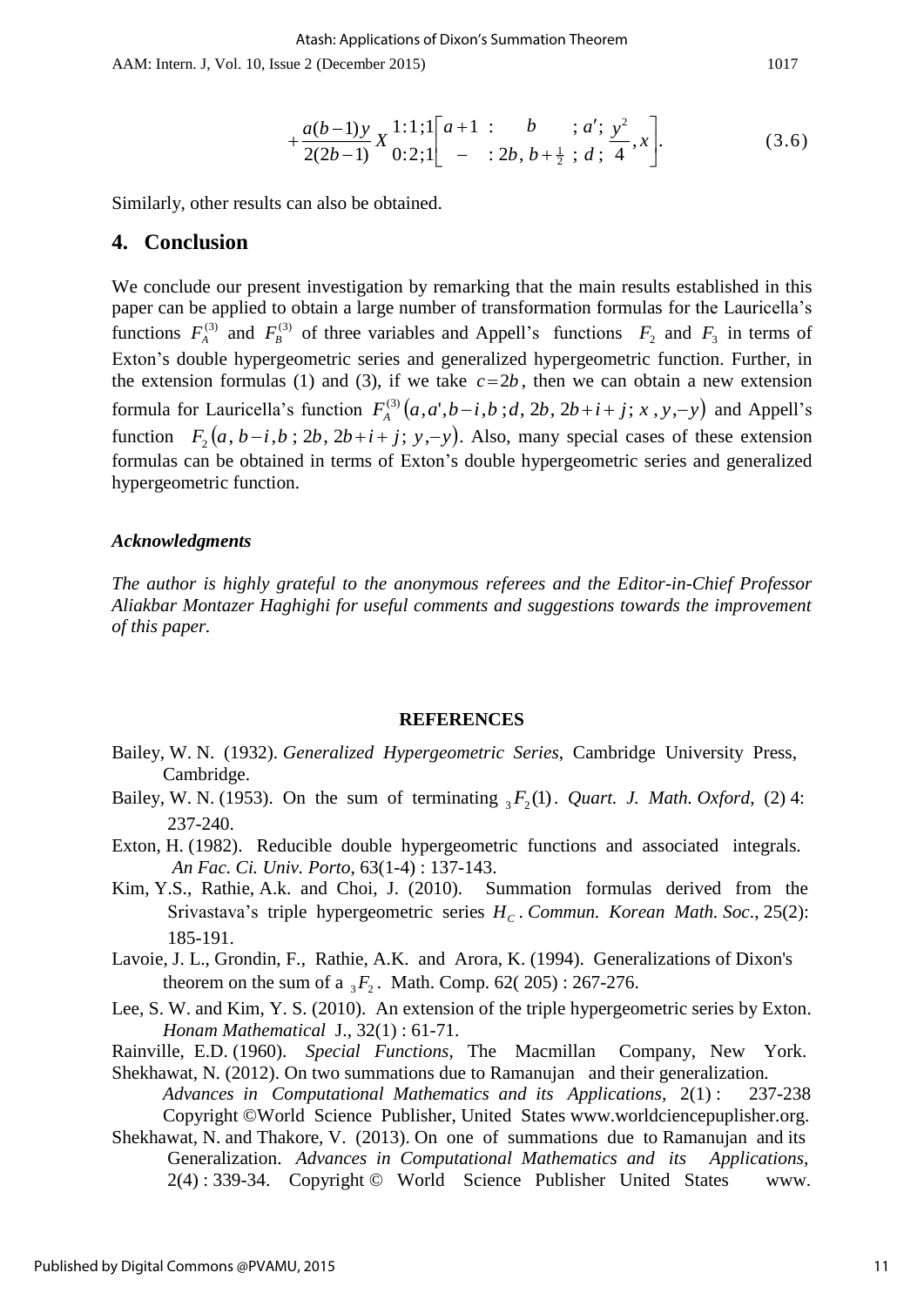$$+\frac{a(b-1)y}{2(2b-1)} X \,{}^{1:1;1}_{0:2;1}\left[\begin{matrix} a+1 & : & b & ; a'; \\ - & : & 2b, b+\frac{1}{2} & ; d ; \end{matrix} \frac{y^2}{4}, x\right]. \tag{3.6}$$

Similarly, other results can also be obtained.

## 4. Conclusion

We conclude our present investigation by remarking that the main results established in this paper can be applied to obtain a large number of transformation formulas for the Lauricella's functions $F_A^{(3)}$ and $F_B^{(3)}$ of three variables and Appell's functions $F_2$ and $F_3$ in terms of Exton's double hypergeometric series and generalized hypergeometric function. Further, in the extension formulas (1) and (3), if we take $c = 2b$, then we can obtain a new extension formula for Lauricella's function $F_A^{(3)}(a, a', b-i, b; d, 2b, 2b+i+j; x, y, -y)$ and Appell's function $F_2(a, b-i, b; 2b, 2b+i+j; y, -y)$. Also, many special cases of these extension formulas can be obtained in terms of Exton's double hypergeometric series and generalized hypergeometric function.

### *Acknowledgments*

*The author is highly grateful to the anonymous referees and the Editor-in-Chief Professor Aliakbar Montazer Haghighi for useful comments and suggestions towards the improvement of this paper.*

## REFERENCES

Bailey, W. N. (1932). *Generalized Hypergeometric Series*, Cambridge University Press, Cambridge.

Bailey, W. N. (1953). On the sum of terminating ${}_3F_2(1)$. *Quart. J. Math. Oxford*, (2) 4: 237-240.

Exton, H. (1982). Reducible double hypergeometric functions and associated integrals. *An Fac. Ci. Univ. Porto*, 63(1-4) : 137-143.

Kim, Y.S., Rathie, A.k. and Choi, J. (2010). Summation formulas derived from the Srivastava's triple hypergeometric series $H_C$. *Commun. Korean Math. Soc*., 25(2): 185-191.

Lavoie, J. L., Grondin, F., Rathie, A.K. and Arora, K. (1994). Generalizations of Dixon's theorem on the sum of a ${}_3F_2$. Math. Comp. 62( 205) : 267-276.

Lee, S. W. and Kim, Y. S. (2010). An extension of the triple hypergeometric series by Exton. *Honam Mathematical* J., 32(1) : 61-71.

Rainville, E.D. (1960). *Special Functions*, The Macmillan Company, New York.

Shekhawat, N. (2012). On two summations due to Ramanujan and their generalization. *Advances in Computational Mathematics and its Applications*, 2(1) : 237-238 Copyright ©World Science Publisher, United States www.worldciencepuplisher.org.

Shekhawat, N. and Thakore, V. (2013). On one of summations due to Ramanujan and its Generalization. *Advances in Computational Mathematics and its Applications,* 2(4) : 339-34. Copyright © World Science Publisher United States www.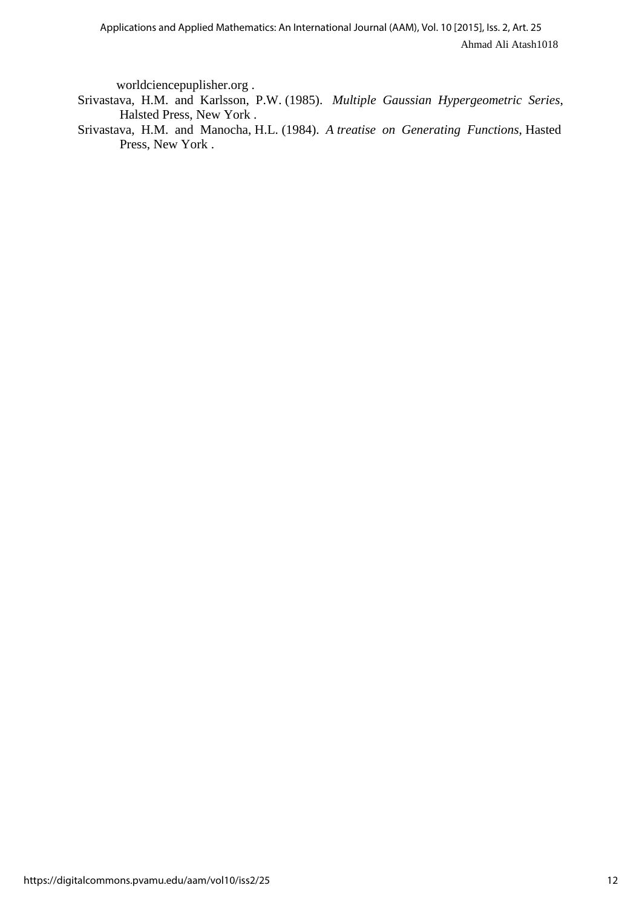worldciencepuplisher.org .

Srivastava, H.M. and Karlsson, P.W. (1985). *Multiple Gaussian Hypergeometric Series*, Halsted Press, New York .

Srivastava, H.M. and Manocha, H.L. (1984). *A treatise on Generating Functions*, Hasted Press, New York .